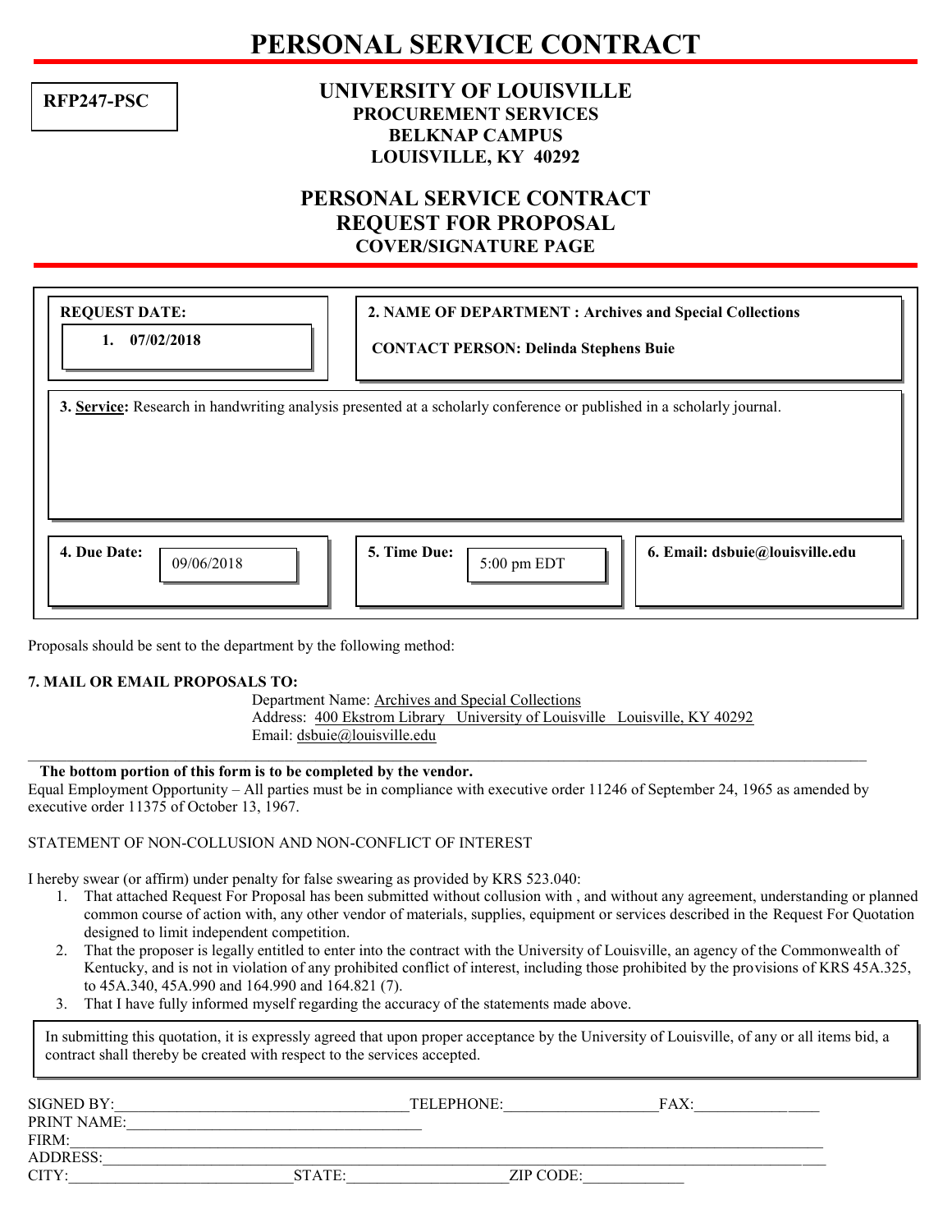# PERSONAL SERVICE CONTRACT

**RFP247-PSC**

## UNIVERSITY OF LOUISVILLE
**PROCUREMENT SERVICES**
**BELKNAP CAMPUS**
**LOUISVILLE, KY 40292**

## PERSONAL SERVICE CONTRACT
## REQUEST FOR PROPOSAL
**COVER/SIGNATURE PAGE**

**REQUEST DATE:**
1. **07/02/2018**

**2. NAME OF DEPARTMENT : Archives and Special Collections**

**CONTACT PERSON: Delinda Stephens Buie**

**3. Service:** Research in handwriting analysis presented at a scholarly conference or published in a scholarly journal.

**4. Due Date:** 09/06/2018

**5. Time Due:** 5:00 pm EDT

**6. Email: dsbuie@louisville.edu**

Proposals should be sent to the department by the following method:

**7. MAIL OR EMAIL PROPOSALS TO:**

Department Name: Archives and Special Collections
Address: 400 Ekstrom Library University of Louisville Louisville, KY 40292
Email: dsbuie@louisville.edu

---

**The bottom portion of this form is to be completed by the vendor.**

Equal Employment Opportunity – All parties must be in compliance with executive order 11246 of September 24, 1965 as amended by executive order 11375 of October 13, 1967.

STATEMENT OF NON-COLLUSION AND NON-CONFLICT OF INTEREST

I hereby swear (or affirm) under penalty for false swearing as provided by KRS 523.040:

1. That attached Request For Proposal has been submitted without collusion with , and without any agreement, understanding or planned common course of action with, any other vendor of materials, supplies, equipment or services described in the Request For Quotation designed to limit independent competition.
2. That the proposer is legally entitled to enter into the contract with the University of Louisville, an agency of the Commonwealth of Kentucky, and is not in violation of any prohibited conflict of interest, including those prohibited by the provisions of KRS 45A.325, to 45A.340, 45A.990 and 164.990 and 164.821 (7).
3. That I have fully informed myself regarding the accuracy of the statements made above.

In submitting this quotation, it is expressly agreed that upon proper acceptance by the University of Louisville, of any or all items bid, a contract shall thereby be created with respect to the services accepted.

SIGNED BY:______________________ TELEPHONE:______________ FAX:____________
PRINT NAME:______________________
FIRM:______________________
ADDRESS:______________________
CITY:______________ STATE:______________ ZIP CODE:____________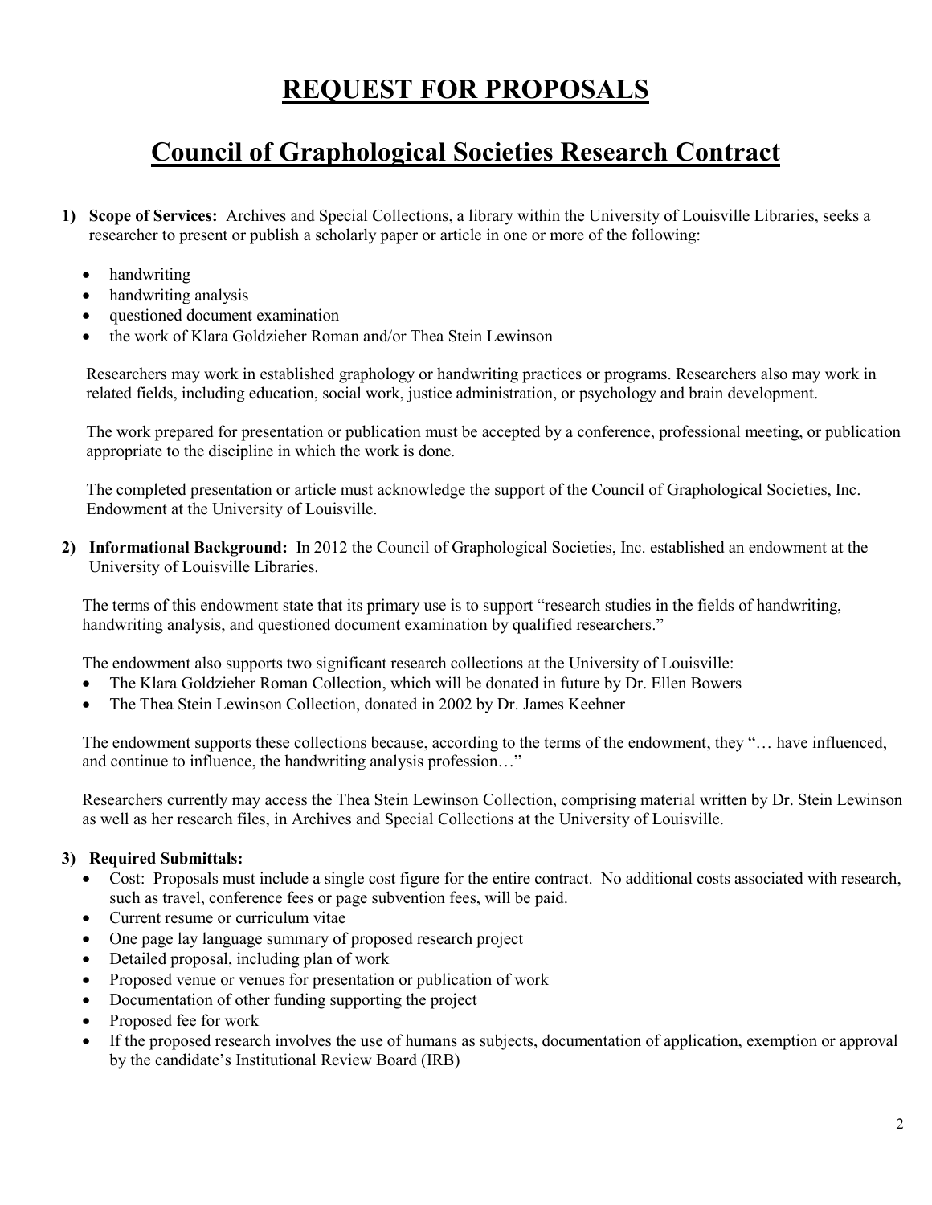# REQUEST FOR PROPOSALS

# Council of Graphological Societies Research Contract

1) **Scope of Services:** Archives and Special Collections, a library within the University of Louisville Libraries, seeks a researcher to present or publish a scholarly paper or article in one or more of the following:

    - handwriting
    - handwriting analysis
    - questioned document examination
    - the work of Klara Goldzieher Roman and/or Thea Stein Lewinson

    Researchers may work in established graphology or handwriting practices or programs. Researchers also may work in related fields, including education, social work, justice administration, or psychology and brain development.

    The work prepared for presentation or publication must be accepted by a conference, professional meeting, or publication appropriate to the discipline in which the work is done.

    The completed presentation or article must acknowledge the support of the Council of Graphological Societies, Inc. Endowment at the University of Louisville.

2) **Informational Background:** In 2012 the Council of Graphological Societies, Inc. established an endowment at the University of Louisville Libraries.

    The terms of this endowment state that its primary use is to support "research studies in the fields of handwriting, handwriting analysis, and questioned document examination by qualified researchers."

    The endowment also supports two significant research collections at the University of Louisville:

    - The Klara Goldzieher Roman Collection, which will be donated in future by Dr. Ellen Bowers
    - The Thea Stein Lewinson Collection, donated in 2002 by Dr. James Keehner

    The endowment supports these collections because, according to the terms of the endowment, they "… have influenced, and continue to influence, the handwriting analysis profession…"

    Researchers currently may access the Thea Stein Lewinson Collection, comprising material written by Dr. Stein Lewinson as well as her research files, in Archives and Special Collections at the University of Louisville.

3) **Required Submittals:**

    - Cost: Proposals must include a single cost figure for the entire contract. No additional costs associated with research, such as travel, conference fees or page subvention fees, will be paid.
    - Current resume or curriculum vitae
    - One page lay language summary of proposed research project
    - Detailed proposal, including plan of work
    - Proposed venue or venues for presentation or publication of work
    - Documentation of other funding supporting the project
    - Proposed fee for work
    - If the proposed research involves the use of humans as subjects, documentation of application, exemption or approval by the candidate's Institutional Review Board (IRB)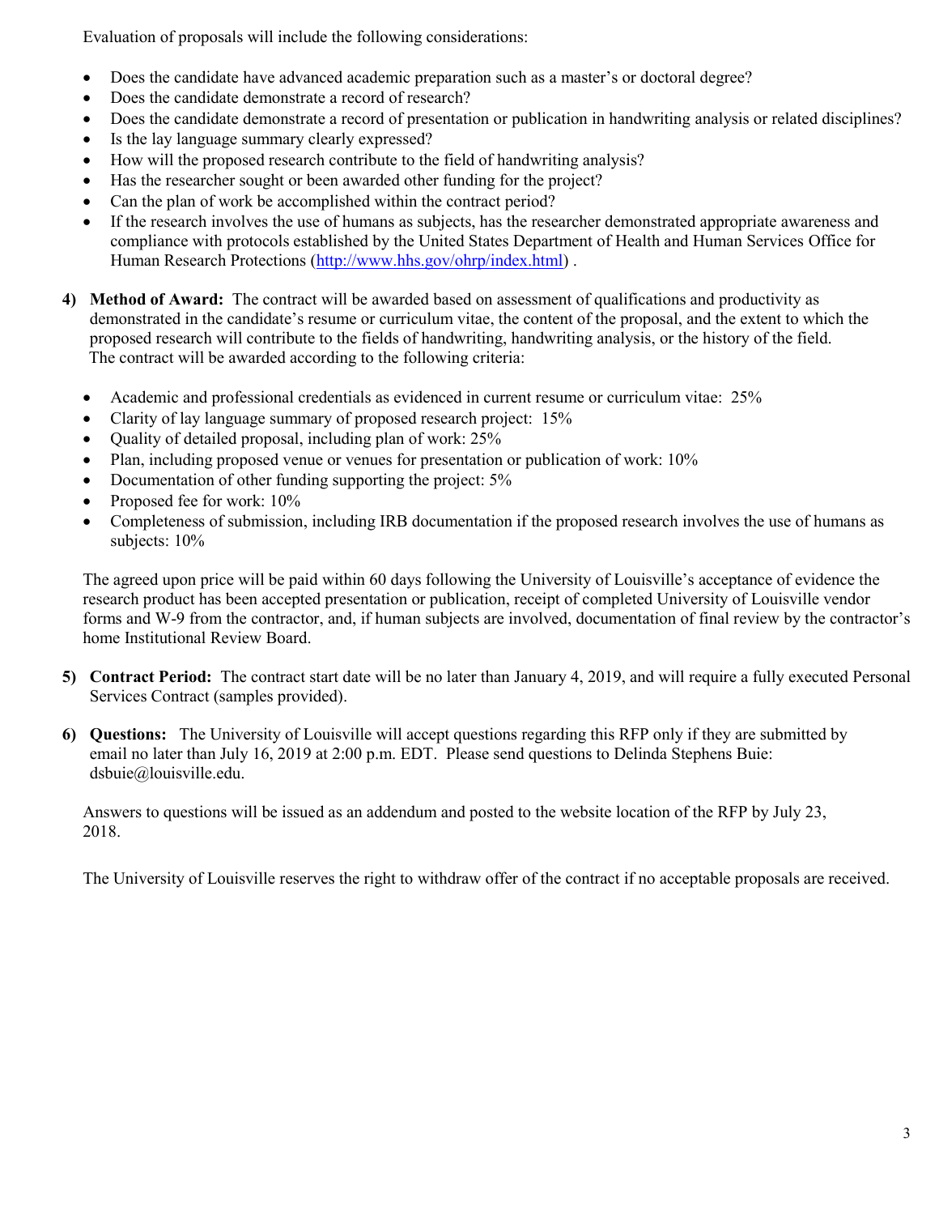Evaluation of proposals will include the following considerations:

- Does the candidate have advanced academic preparation such as a master's or doctoral degree?
- Does the candidate demonstrate a record of research?
- Does the candidate demonstrate a record of presentation or publication in handwriting analysis or related disciplines?
- Is the lay language summary clearly expressed?
- How will the proposed research contribute to the field of handwriting analysis?
- Has the researcher sought or been awarded other funding for the project?
- Can the plan of work be accomplished within the contract period?
- If the research involves the use of humans as subjects, has the researcher demonstrated appropriate awareness and compliance with protocols established by the United States Department of Health and Human Services Office for Human Research Protections (http://www.hhs.gov/ohrp/index.html) .

4) **Method of Award:** The contract will be awarded based on assessment of qualifications and productivity as demonstrated in the candidate's resume or curriculum vitae, the content of the proposal, and the extent to which the proposed research will contribute to the fields of handwriting, handwriting analysis, or the history of the field. The contract will be awarded according to the following criteria:

   - Academic and professional credentials as evidenced in current resume or curriculum vitae: 25%
   - Clarity of lay language summary of proposed research project: 15%
   - Quality of detailed proposal, including plan of work: 25%
   - Plan, including proposed venue or venues for presentation or publication of work: 10%
   - Documentation of other funding supporting the project: 5%
   - Proposed fee for work: 10%
   - Completeness of submission, including IRB documentation if the proposed research involves the use of humans as subjects: 10%

   The agreed upon price will be paid within 60 days following the University of Louisville's acceptance of evidence the research product has been accepted presentation or publication, receipt of completed University of Louisville vendor forms and W-9 from the contractor, and, if human subjects are involved, documentation of final review by the contractor's home Institutional Review Board.

5) **Contract Period:** The contract start date will be no later than January 4, 2019, and will require a fully executed Personal Services Contract (samples provided).

6) **Questions:** The University of Louisville will accept questions regarding this RFP only if they are submitted by email no later than July 16, 2019 at 2:00 p.m. EDT. Please send questions to Delinda Stephens Buie: dsbuie@louisville.edu.

   Answers to questions will be issued as an addendum and posted to the website location of the RFP by July 23, 2018.

   The University of Louisville reserves the right to withdraw offer of the contract if no acceptable proposals are received.